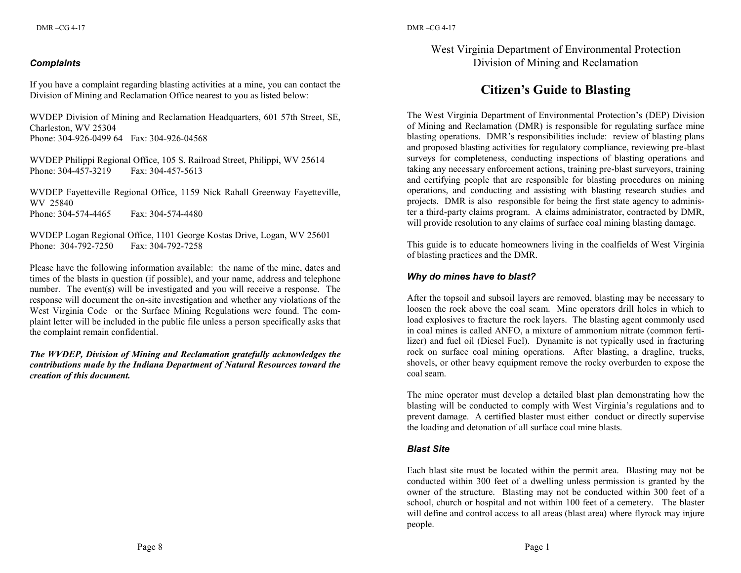### *Complaints*

If you have a complaint regarding blasting activities at a mine, you can contact the Division of Mining and Reclamation Office nearest to you as listed below:

WVDEP Division of Mining and Reclamation Headquarters, 601 57th Street, SE, Charleston, WV 25304
Phone: 304-926-0499 64 Fax: 304-926-04568

WVDEP Philippi Regional Office, 105 S. Railroad Street, Philippi, WV 25614
Phone: 304-457-3219 Fax: 304-457-5613

WVDEP Fayetteville Regional Office, 1159 Nick Rahall Greenway Fayetteville, WV 25840
Phone: 304-574-4465 Fax: 304-574-4480

WVDEP Logan Regional Office, 1101 George Kostas Drive, Logan, WV 25601
Phone: 304-792-7250 Fax: 304-792-7258

Please have the following information available: the name of the mine, dates and times of the blasts in question (if possible), and your name, address and telephone number. The event(s) will be investigated and you will receive a response. The response will document the on-site investigation and whether any violations of the West Virginia Code or the Surface Mining Regulations were found. The complaint letter will be included in the public file unless a person specifically asks that the complaint remain confidential.

***The WVDEP, Division of Mining and Reclamation gratefully acknowledges the contributions made by the Indiana Department of Natural Resources toward the creation of this document.***

West Virginia Department of Environmental Protection
Division of Mining and Reclamation

# Citizen's Guide to Blasting

The West Virginia Department of Environmental Protection's (DEP) Division of Mining and Reclamation (DMR) is responsible for regulating surface mine blasting operations. DMR's responsibilities include: review of blasting plans and proposed blasting activities for regulatory compliance, reviewing pre-blast surveys for completeness, conducting inspections of blasting operations and taking any necessary enforcement actions, training pre-blast surveyors, training and certifying people that are responsible for blasting procedures on mining operations, and conducting and assisting with blasting research studies and projects. DMR is also responsible for being the first state agency to administer a third-party claims program. A claims administrator, contracted by DMR, will provide resolution to any claims of surface coal mining blasting damage.

This guide is to educate homeowners living in the coalfields of West Virginia of blasting practices and the DMR.

### *Why do mines have to blast?*

After the topsoil and subsoil layers are removed, blasting may be necessary to loosen the rock above the coal seam. Mine operators drill holes in which to load explosives to fracture the rock layers. The blasting agent commonly used in coal mines is called ANFO, a mixture of ammonium nitrate (common fertilizer) and fuel oil (Diesel Fuel). Dynamite is not typically used in fracturing rock on surface coal mining operations. After blasting, a dragline, trucks, shovels, or other heavy equipment remove the rocky overburden to expose the coal seam.

The mine operator must develop a detailed blast plan demonstrating how the blasting will be conducted to comply with West Virginia's regulations and to prevent damage. A certified blaster must either conduct or directly supervise the loading and detonation of all surface coal mine blasts.

### *Blast Site*

Each blast site must be located within the permit area. Blasting may not be conducted within 300 feet of a dwelling unless permission is granted by the owner of the structure. Blasting may not be conducted within 300 feet of a school, church or hospital and not within 100 feet of a cemetery. The blaster will define and control access to all areas (blast area) where flyrock may injure people.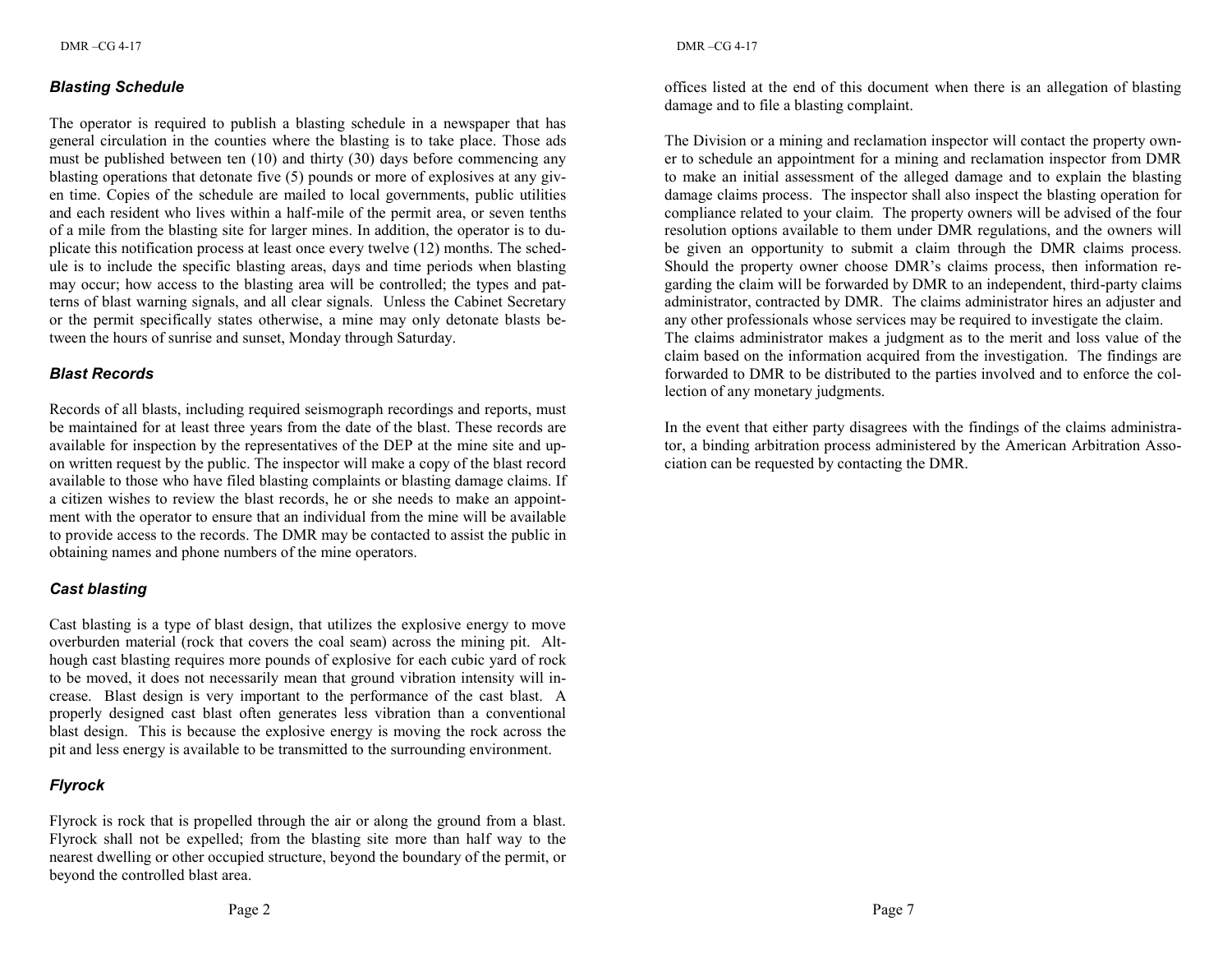### *Blasting Schedule*

The operator is required to publish a blasting schedule in a newspaper that has general circulation in the counties where the blasting is to take place. Those ads must be published between ten (10) and thirty (30) days before commencing any blasting operations that detonate five (5) pounds or more of explosives at any given time. Copies of the schedule are mailed to local governments, public utilities and each resident who lives within a half-mile of the permit area, or seven tenths of a mile from the blasting site for larger mines. In addition, the operator is to duplicate this notification process at least once every twelve (12) months. The schedule is to include the specific blasting areas, days and time periods when blasting may occur; how access to the blasting area will be controlled; the types and patterns of blast warning signals, and all clear signals. Unless the Cabinet Secretary or the permit specifically states otherwise, a mine may only detonate blasts between the hours of sunrise and sunset, Monday through Saturday.

### *Blast Records*

Records of all blasts, including required seismograph recordings and reports, must be maintained for at least three years from the date of the blast. These records are available for inspection by the representatives of the DEP at the mine site and upon written request by the public. The inspector will make a copy of the blast record available to those who have filed blasting complaints or blasting damage claims. If a citizen wishes to review the blast records, he or she needs to make an appointment with the operator to ensure that an individual from the mine will be available to provide access to the records. The DMR may be contacted to assist the public in obtaining names and phone numbers of the mine operators.

### *Cast blasting*

Cast blasting is a type of blast design, that utilizes the explosive energy to move overburden material (rock that covers the coal seam) across the mining pit. Although cast blasting requires more pounds of explosive for each cubic yard of rock to be moved, it does not necessarily mean that ground vibration intensity will increase. Blast design is very important to the performance of the cast blast. A properly designed cast blast often generates less vibration than a conventional blast design. This is because the explosive energy is moving the rock across the pit and less energy is available to be transmitted to the surrounding environment.

### *Flyrock*

Flyrock is rock that is propelled through the air or along the ground from a blast. Flyrock shall not be expelled; from the blasting site more than half way to the nearest dwelling or other occupied structure, beyond the boundary of the permit, or beyond the controlled blast area.

offices listed at the end of this document when there is an allegation of blasting damage and to file a blasting complaint.

The Division or a mining and reclamation inspector will contact the property owner to schedule an appointment for a mining and reclamation inspector from DMR to make an initial assessment of the alleged damage and to explain the blasting damage claims process. The inspector shall also inspect the blasting operation for compliance related to your claim. The property owners will be advised of the four resolution options available to them under DMR regulations, and the owners will be given an opportunity to submit a claim through the DMR claims process. Should the property owner choose DMR's claims process, then information regarding the claim will be forwarded by DMR to an independent, third-party claims administrator, contracted by DMR. The claims administrator hires an adjuster and any other professionals whose services may be required to investigate the claim.
The claims administrator makes a judgment as to the merit and loss value of the claim based on the information acquired from the investigation. The findings are forwarded to DMR to be distributed to the parties involved and to enforce the collection of any monetary judgments.

In the event that either party disagrees with the findings of the claims administrator, a binding arbitration process administered by the American Arbitration Association can be requested by contacting the DMR.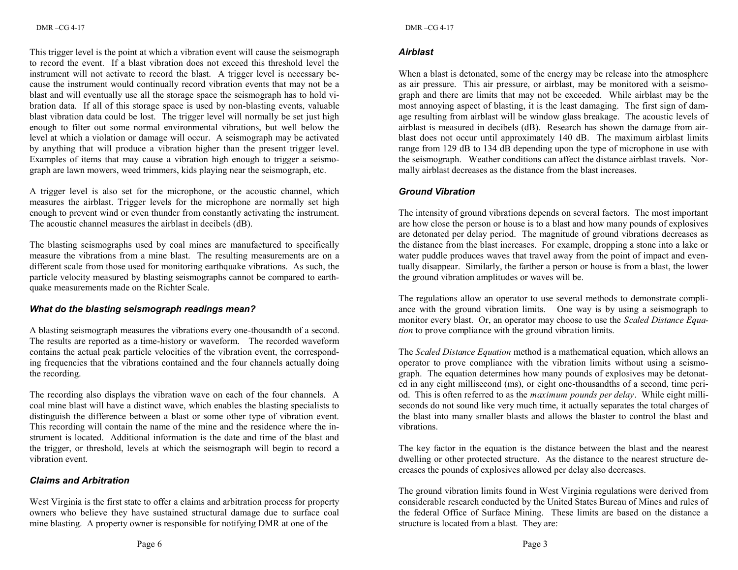This trigger level is the point at which a vibration event will cause the seismograph to record the event. If a blast vibration does not exceed this threshold level the instrument will not activate to record the blast. A trigger level is necessary because the instrument would continually record vibration events that may not be a blast and will eventually use all the storage space the seismograph has to hold vibration data. If all of this storage space is used by non-blasting events, valuable blast vibration data could be lost. The trigger level will normally be set just high enough to filter out some normal environmental vibrations, but well below the level at which a violation or damage will occur. A seismograph may be activated by anything that will produce a vibration higher than the present trigger level. Examples of items that may cause a vibration high enough to trigger a seismograph are lawn mowers, weed trimmers, kids playing near the seismograph, etc.

A trigger level is also set for the microphone, or the acoustic channel, which measures the airblast. Trigger levels for the microphone are normally set high enough to prevent wind or even thunder from constantly activating the instrument. The acoustic channel measures the airblast in decibels (dB).

The blasting seismographs used by coal mines are manufactured to specifically measure the vibrations from a mine blast. The resulting measurements are on a different scale from those used for monitoring earthquake vibrations. As such, the particle velocity measured by blasting seismographs cannot be compared to earthquake measurements made on the Richter Scale.

### *What do the blasting seismograph readings mean?*

A blasting seismograph measures the vibrations every one-thousandth of a second. The results are reported as a time-history or waveform. The recorded waveform contains the actual peak particle velocities of the vibration event, the corresponding frequencies that the vibrations contained and the four channels actually doing the recording.

The recording also displays the vibration wave on each of the four channels. A coal mine blast will have a distinct wave, which enables the blasting specialists to distinguish the difference between a blast or some other type of vibration event. This recording will contain the name of the mine and the residence where the instrument is located. Additional information is the date and time of the blast and the trigger, or threshold, levels at which the seismograph will begin to record a vibration event.

### *Claims and Arbitration*

West Virginia is the first state to offer a claims and arbitration process for property owners who believe they have sustained structural damage due to surface coal mine blasting. A property owner is responsible for notifying DMR at one of the

### *Airblast*

When a blast is detonated, some of the energy may be release into the atmosphere as air pressure. This air pressure, or airblast, may be monitored with a seismograph and there are limits that may not be exceeded. While airblast may be the most annoying aspect of blasting, it is the least damaging. The first sign of damage resulting from airblast will be window glass breakage. The acoustic levels of airblast is measured in decibels (dB). Research has shown the damage from airblast does not occur until approximately 140 dB. The maximum airblast limits range from 129 dB to 134 dB depending upon the type of microphone in use with the seismograph. Weather conditions can affect the distance airblast travels. Normally airblast decreases as the distance from the blast increases.

### *Ground Vibration*

The intensity of ground vibrations depends on several factors. The most important are how close the person or house is to a blast and how many pounds of explosives are detonated per delay period. The magnitude of ground vibrations decreases as the distance from the blast increases. For example, dropping a stone into a lake or water puddle produces waves that travel away from the point of impact and eventually disappear. Similarly, the farther a person or house is from a blast, the lower the ground vibration amplitudes or waves will be.

The regulations allow an operator to use several methods to demonstrate compliance with the ground vibration limits. One way is by using a seismograph to monitor every blast. Or, an operator may choose to use the *Scaled Distance Equation* to prove compliance with the ground vibration limits.

The *Scaled Distance Equation* method is a mathematical equation, which allows an operator to prove compliance with the vibration limits without using a seismograph. The equation determines how many pounds of explosives may be detonated in any eight millisecond (ms), or eight one-thousandths of a second, time period. This is often referred to as the *maximum pounds per delay*. While eight milliseconds do not sound like very much time, it actually separates the total charges of the blast into many smaller blasts and allows the blaster to control the blast and vibrations.

The key factor in the equation is the distance between the blast and the nearest dwelling or other protected structure. As the distance to the nearest structure decreases the pounds of explosives allowed per delay also decreases.

The ground vibration limits found in West Virginia regulations were derived from considerable research conducted by the United States Bureau of Mines and rules of the federal Office of Surface Mining. These limits are based on the distance a structure is located from a blast. They are: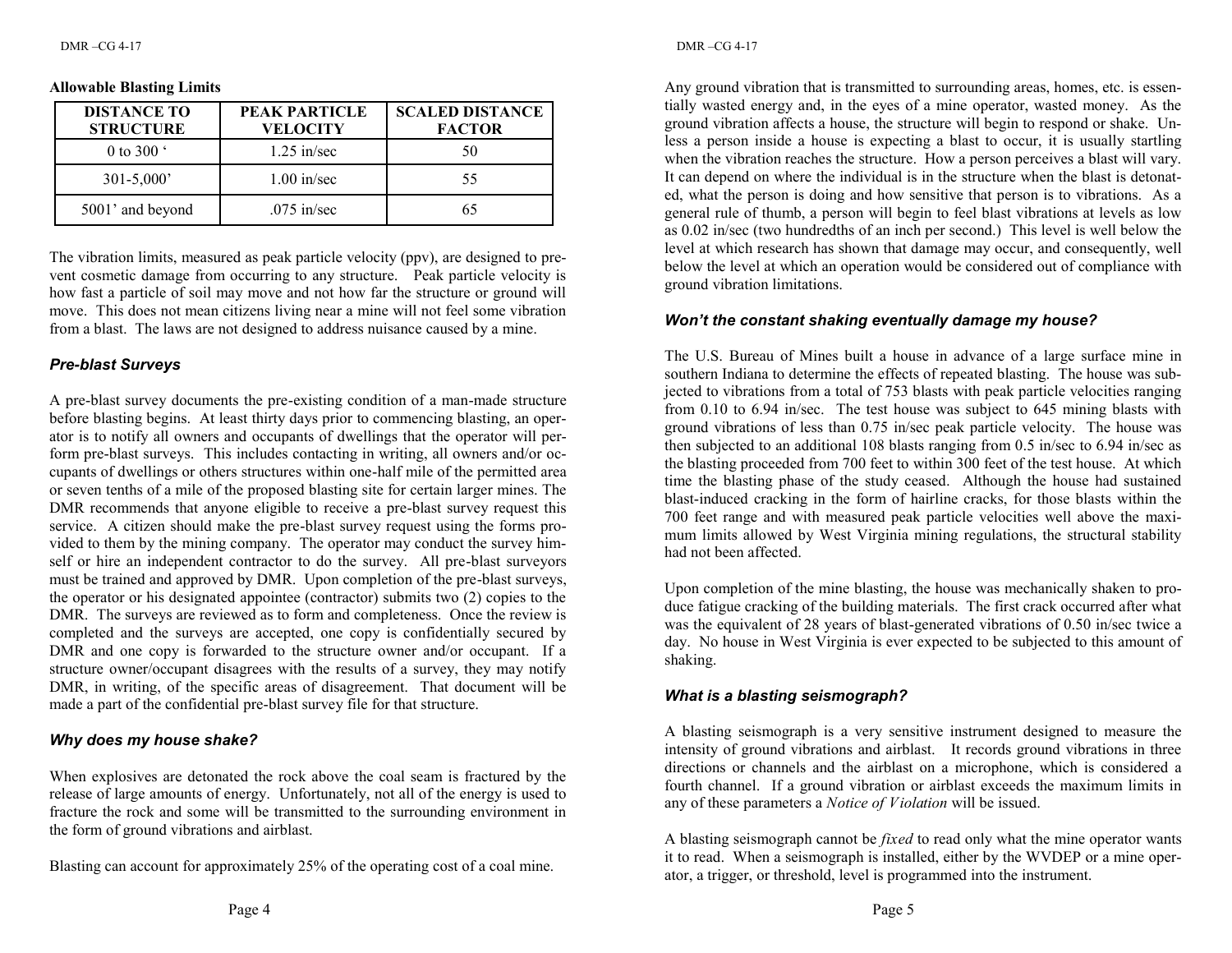**Allowable Blasting Limits**

| DISTANCE TO STRUCTURE | PEAK PARTICLE VELOCITY | SCALED DISTANCE FACTOR |
|---|---|---|
| 0 to 300 ‘ | 1.25 in/sec | 50 |
| 301-5,000’ | 1.00 in/sec | 55 |
| 5001’ and beyond | .075 in/sec | 65 |

The vibration limits, measured as peak particle velocity (ppv), are designed to prevent cosmetic damage from occurring to any structure. Peak particle velocity is how fast a particle of soil may move and not how far the structure or ground will move. This does not mean citizens living near a mine will not feel some vibration from a blast. The laws are not designed to address nuisance caused by a mine.

### *Pre-blast Surveys*

A pre-blast survey documents the pre-existing condition of a man-made structure before blasting begins. At least thirty days prior to commencing blasting, an operator is to notify all owners and occupants of dwellings that the operator will perform pre-blast surveys. This includes contacting in writing, all owners and/or occupants of dwellings or others structures within one-half mile of the permitted area or seven tenths of a mile of the proposed blasting site for certain larger mines. The DMR recommends that anyone eligible to receive a pre-blast survey request this service. A citizen should make the pre-blast survey request using the forms provided to them by the mining company. The operator may conduct the survey himself or hire an independent contractor to do the survey. All pre-blast surveyors must be trained and approved by DMR. Upon completion of the pre-blast surveys, the operator or his designated appointee (contractor) submits two (2) copies to the DMR. The surveys are reviewed as to form and completeness. Once the review is completed and the surveys are accepted, one copy is confidentially secured by DMR and one copy is forwarded to the structure owner and/or occupant. If a structure owner/occupant disagrees with the results of a survey, they may notify DMR, in writing, of the specific areas of disagreement. That document will be made a part of the confidential pre-blast survey file for that structure.

### *Why does my house shake?*

When explosives are detonated the rock above the coal seam is fractured by the release of large amounts of energy. Unfortunately, not all of the energy is used to fracture the rock and some will be transmitted to the surrounding environment in the form of ground vibrations and airblast.

Blasting can account for approximately 25% of the operating cost of a coal mine.

Any ground vibration that is transmitted to surrounding areas, homes, etc. is essentially wasted energy and, in the eyes of a mine operator, wasted money. As the ground vibration affects a house, the structure will begin to respond or shake. Unless a person inside a house is expecting a blast to occur, it is usually startling when the vibration reaches the structure. How a person perceives a blast will vary. It can depend on where the individual is in the structure when the blast is detonated, what the person is doing and how sensitive that person is to vibrations. As a general rule of thumb, a person will begin to feel blast vibrations at levels as low as 0.02 in/sec (two hundredths of an inch per second.) This level is well below the level at which research has shown that damage may occur, and consequently, well below the level at which an operation would be considered out of compliance with ground vibration limitations.

### *Won’t the constant shaking eventually damage my house?*

The U.S. Bureau of Mines built a house in advance of a large surface mine in southern Indiana to determine the effects of repeated blasting. The house was subjected to vibrations from a total of 753 blasts with peak particle velocities ranging from 0.10 to 6.94 in/sec. The test house was subject to 645 mining blasts with ground vibrations of less than 0.75 in/sec peak particle velocity. The house was then subjected to an additional 108 blasts ranging from 0.5 in/sec to 6.94 in/sec as the blasting proceeded from 700 feet to within 300 feet of the test house. At which time the blasting phase of the study ceased. Although the house had sustained blast-induced cracking in the form of hairline cracks, for those blasts within the 700 feet range and with measured peak particle velocities well above the maximum limits allowed by West Virginia mining regulations, the structural stability had not been affected.

Upon completion of the mine blasting, the house was mechanically shaken to produce fatigue cracking of the building materials. The first crack occurred after what was the equivalent of 28 years of blast-generated vibrations of 0.50 in/sec twice a day. No house in West Virginia is ever expected to be subjected to this amount of shaking.

### *What is a blasting seismograph?*

A blasting seismograph is a very sensitive instrument designed to measure the intensity of ground vibrations and airblast. It records ground vibrations in three directions or channels and the airblast on a microphone, which is considered a fourth channel. If a ground vibration or airblast exceeds the maximum limits in any of these parameters a *Notice of Violation* will be issued.

A blasting seismograph cannot be *fixed* to read only what the mine operator wants it to read. When a seismograph is installed, either by the WVDEP or a mine operator, a trigger, or threshold, level is programmed into the instrument.